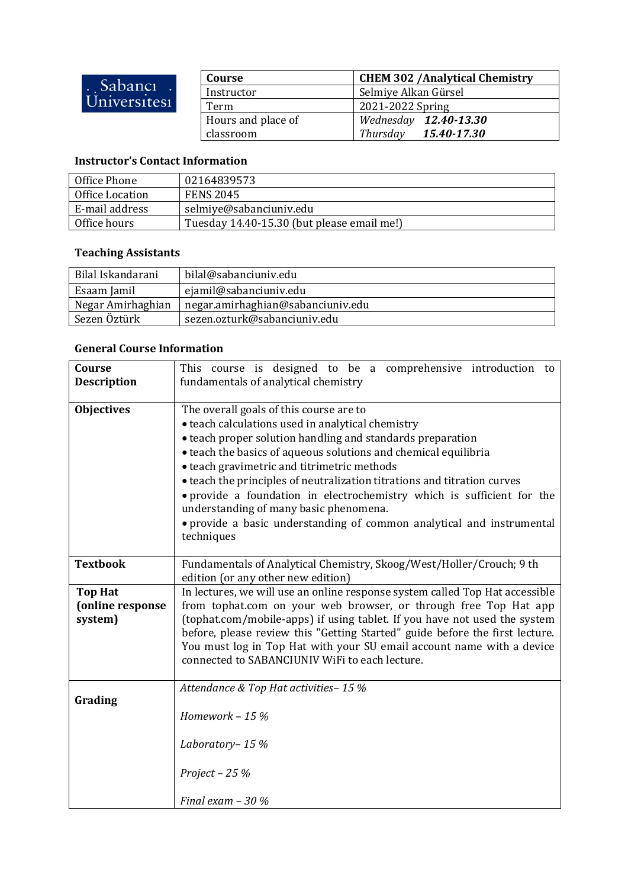Sabancı Üniversitesi

| Course | CHEM 302 /Analytical Chemistry |
|---|---|
| Instructor | Selmiye Alkan Gürsel |
| Term | 2021-2022 Spring |
| Hours and place of classroom | *Wednesday* ***12.40-13.30***<br>*Thursday* ***15.40-17.30*** |

### Instructor's Contact Information

| Office Phone | 02164839573 |
|---|---|
| Office Location | FENS 2045 |
| E-mail address | selmiye@sabanciuniv.edu |
| Office hours | Tuesday 14.40-15.30 (but please email me!) |

### Teaching Assistants

| Bilal Iskandarani | bilal@sabanciuniv.edu |
|---|---|
| Esaam Jamil | ejamil@sabanciuniv.edu |
| Negar Amirhaghian | negar.amirhaghian@sabanciuniv.edu |
| Sezen Öztürk | sezen.ozturk@sabanciuniv.edu |

### General Course Information

| **Course Description** | This course is designed to be a comprehensive introduction to fundamentals of analytical chemistry |
|---|---|
| **Objectives** | The overall goals of this course are to<br>• teach calculations used in analytical chemistry<br>• teach proper solution handling and standards preparation<br>• teach the basics of aqueous solutions and chemical equilibria<br>• teach gravimetric and titrimetric methods<br>• teach the principles of neutralization titrations and titration curves<br>• provide a foundation in electrochemistry which is sufficient for the understanding of many basic phenomena.<br>• provide a basic understanding of common analytical and instrumental techniques |
| **Textbook** | Fundamentals of Analytical Chemistry, Skoog/West/Holler/Crouch; 9 th edition (or any other new edition) |
| **Top Hat (online response system)** | In lectures, we will use an online response system called Top Hat accessible from tophat.com on your web browser, or through free Top Hat app (tophat.com/mobile-apps) if using tablet. If you have not used the system before, please review this "Getting Started" guide before the first lecture. You must log in Top Hat with your SU email account name with a device connected to SABANCIUNIV WiFi to each lecture. |
| **Grading** | *Attendance & Top Hat activities– 15 %*<br>*Homework – 15 %*<br>*Laboratory– 15 %*<br>*Project – 25 %*<br>*Final exam – 30 %* |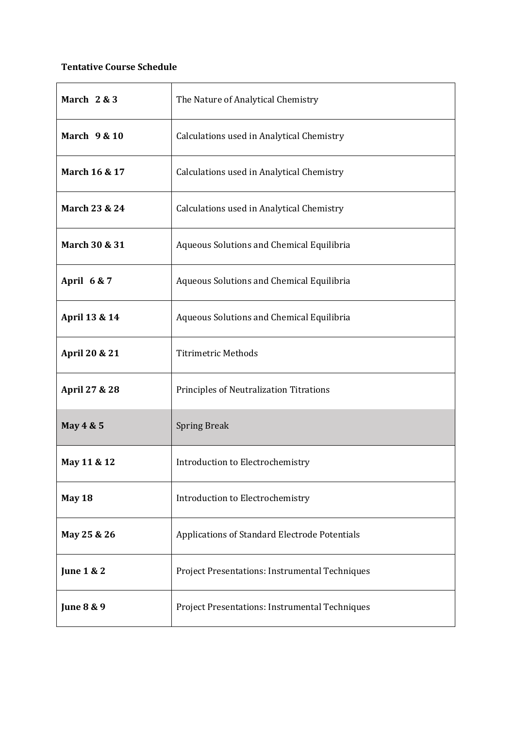**Tentative Course Schedule**

| | |
|---|---|
| **March 2 & 3** | The Nature of Analytical Chemistry |
| **March 9 & 10** | Calculations used in Analytical Chemistry |
| **March 16 & 17** | Calculations used in Analytical Chemistry |
| **March 23 & 24** | Calculations used in Analytical Chemistry |
| **March 30 & 31** | Aqueous Solutions and Chemical Equilibria |
| **April 6 & 7** | Aqueous Solutions and Chemical Equilibria |
| **April 13 & 14** | Aqueous Solutions and Chemical Equilibria |
| **April 20 & 21** | Titrimetric Methods |
| **April 27 & 28** | Principles of Neutralization Titrations |
| **May 4 & 5** | Spring Break |
| **May 11 & 12** | Introduction to Electrochemistry |
| **May 18** | Introduction to Electrochemistry |
| **May 25 & 26** | Applications of Standard Electrode Potentials |
| **June 1 & 2** | Project Presentations: Instrumental Techniques |
| **June 8 & 9** | Project Presentations: Instrumental Techniques |